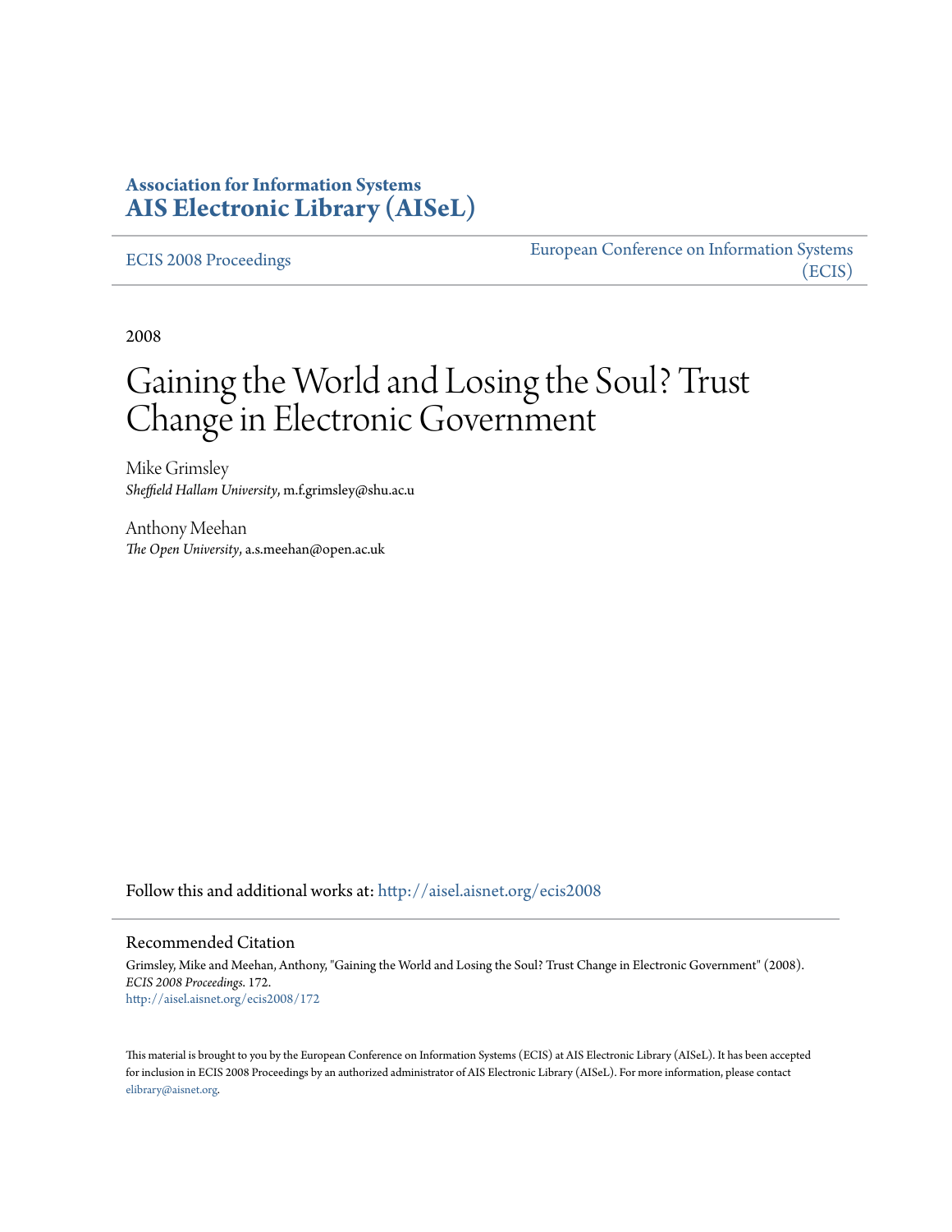**Association for Information Systems**
**AIS Electronic Library (AISeL)**

ECIS 2008 Proceedings

European Conference on Information Systems (ECIS)

2008

# Gaining the World and Losing the Soul? Trust Change in Electronic Government

Mike Grimsley
*Sheffield Hallam University*, m.f.grimsley@shu.ac.u

Anthony Meehan
*The Open University*, a.s.meehan@open.ac.uk

Follow this and additional works at: http://aisel.aisnet.org/ecis2008

## Recommended Citation

Grimsley, Mike and Meehan, Anthony, "Gaining the World and Losing the Soul? Trust Change in Electronic Government" (2008). *ECIS 2008 Proceedings*. 172.
http://aisel.aisnet.org/ecis2008/172

This material is brought to you by the European Conference on Information Systems (ECIS) at AIS Electronic Library (AISeL). It has been accepted for inclusion in ECIS 2008 Proceedings by an authorized administrator of AIS Electronic Library (AISeL). For more information, please contact elibrary@aisnet.org.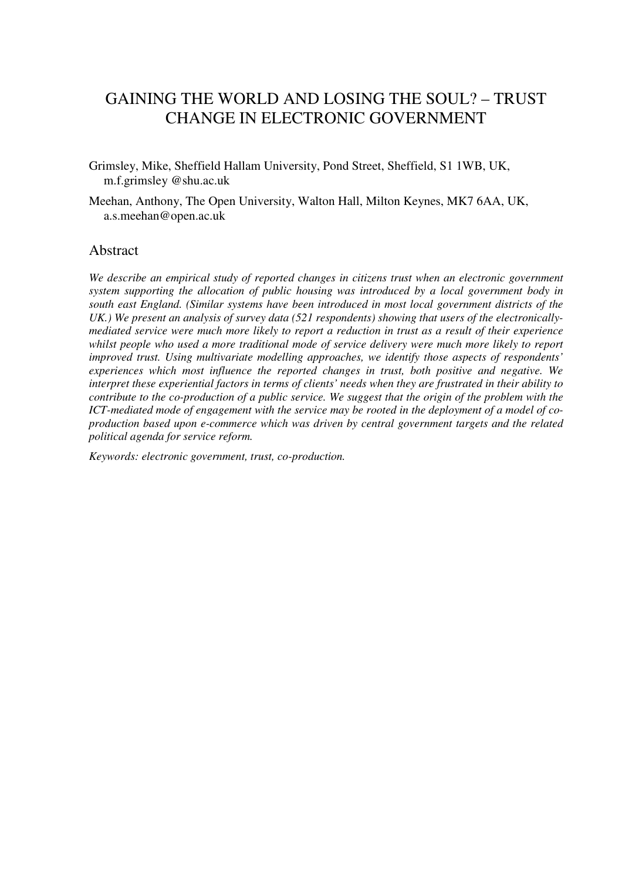# GAINING THE WORLD AND LOSING THE SOUL? – TRUST CHANGE IN ELECTRONIC GOVERNMENT

Grimsley, Mike, Sheffield Hallam University, Pond Street, Sheffield, S1 1WB, UK, m.f.grimsley @shu.ac.uk

Meehan, Anthony, The Open University, Walton Hall, Milton Keynes, MK7 6AA, UK, a.s.meehan@open.ac.uk

## Abstract

*We describe an empirical study of reported changes in citizens trust when an electronic government system supporting the allocation of public housing was introduced by a local government body in south east England. (Similar systems have been introduced in most local government districts of the UK.) We present an analysis of survey data (521 respondents) showing that users of the electronically-mediated service were much more likely to report a reduction in trust as a result of their experience whilst people who used a more traditional mode of service delivery were much more likely to report improved trust. Using multivariate modelling approaches, we identify those aspects of respondents' experiences which most influence the reported changes in trust, both positive and negative. We interpret these experiential factors in terms of clients' needs when they are frustrated in their ability to contribute to the co-production of a public service. We suggest that the origin of the problem with the ICT-mediated mode of engagement with the service may be rooted in the deployment of a model of co-production based upon e-commerce which was driven by central government targets and the related political agenda for service reform.*

*Keywords: electronic government, trust, co-production.*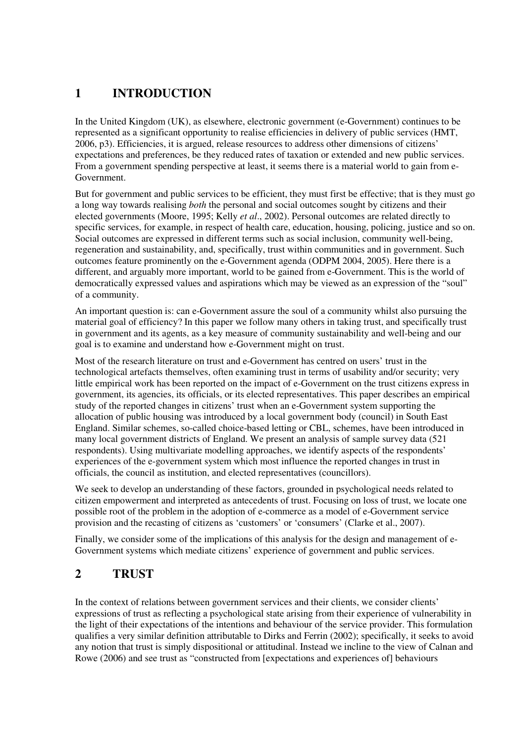# 1 INTRODUCTION

In the United Kingdom (UK), as elsewhere, electronic government (e-Government) continues to be represented as a significant opportunity to realise efficiencies in delivery of public services (HMT, 2006, p3). Efficiencies, it is argued, release resources to address other dimensions of citizens' expectations and preferences, be they reduced rates of taxation or extended and new public services. From a government spending perspective at least, it seems there is a material world to gain from e-Government.

But for government and public services to be efficient, they must first be effective; that is they must go a long way towards realising *both* the personal and social outcomes sought by citizens and their elected governments (Moore, 1995; Kelly *et al*., 2002). Personal outcomes are related directly to specific services, for example, in respect of health care, education, housing, policing, justice and so on. Social outcomes are expressed in different terms such as social inclusion, community well-being, regeneration and sustainability, and, specifically, trust within communities and in government. Such outcomes feature prominently on the e-Government agenda (ODPM 2004, 2005). Here there is a different, and arguably more important, world to be gained from e-Government. This is the world of democratically expressed values and aspirations which may be viewed as an expression of the "soul" of a community.

An important question is: can e-Government assure the soul of a community whilst also pursuing the material goal of efficiency? In this paper we follow many others in taking trust, and specifically trust in government and its agents, as a key measure of community sustainability and well-being and our goal is to examine and understand how e-Government might on trust.

Most of the research literature on trust and e-Government has centred on users' trust in the technological artefacts themselves, often examining trust in terms of usability and/or security; very little empirical work has been reported on the impact of e-Government on the trust citizens express in government, its agencies, its officials, or its elected representatives. This paper describes an empirical study of the reported changes in citizens' trust when an e-Government system supporting the allocation of public housing was introduced by a local government body (council) in South East England. Similar schemes, so-called choice-based letting or CBL, schemes, have been introduced in many local government districts of England. We present an analysis of sample survey data (521 respondents). Using multivariate modelling approaches, we identify aspects of the respondents' experiences of the e-government system which most influence the reported changes in trust in officials, the council as institution, and elected representatives (councillors).

We seek to develop an understanding of these factors, grounded in psychological needs related to citizen empowerment and interpreted as antecedents of trust. Focusing on loss of trust, we locate one possible root of the problem in the adoption of e-commerce as a model of e-Government service provision and the recasting of citizens as 'customers' or 'consumers' (Clarke et al., 2007).

Finally, we consider some of the implications of this analysis for the design and management of e-Government systems which mediate citizens' experience of government and public services.

# 2 TRUST

In the context of relations between government services and their clients, we consider clients' expressions of trust as reflecting a psychological state arising from their experience of vulnerability in the light of their expectations of the intentions and behaviour of the service provider. This formulation qualifies a very similar definition attributable to Dirks and Ferrin (2002); specifically, it seeks to avoid any notion that trust is simply dispositional or attitudinal. Instead we incline to the view of Calnan and Rowe (2006) and see trust as "constructed from [expectations and experiences of] behaviours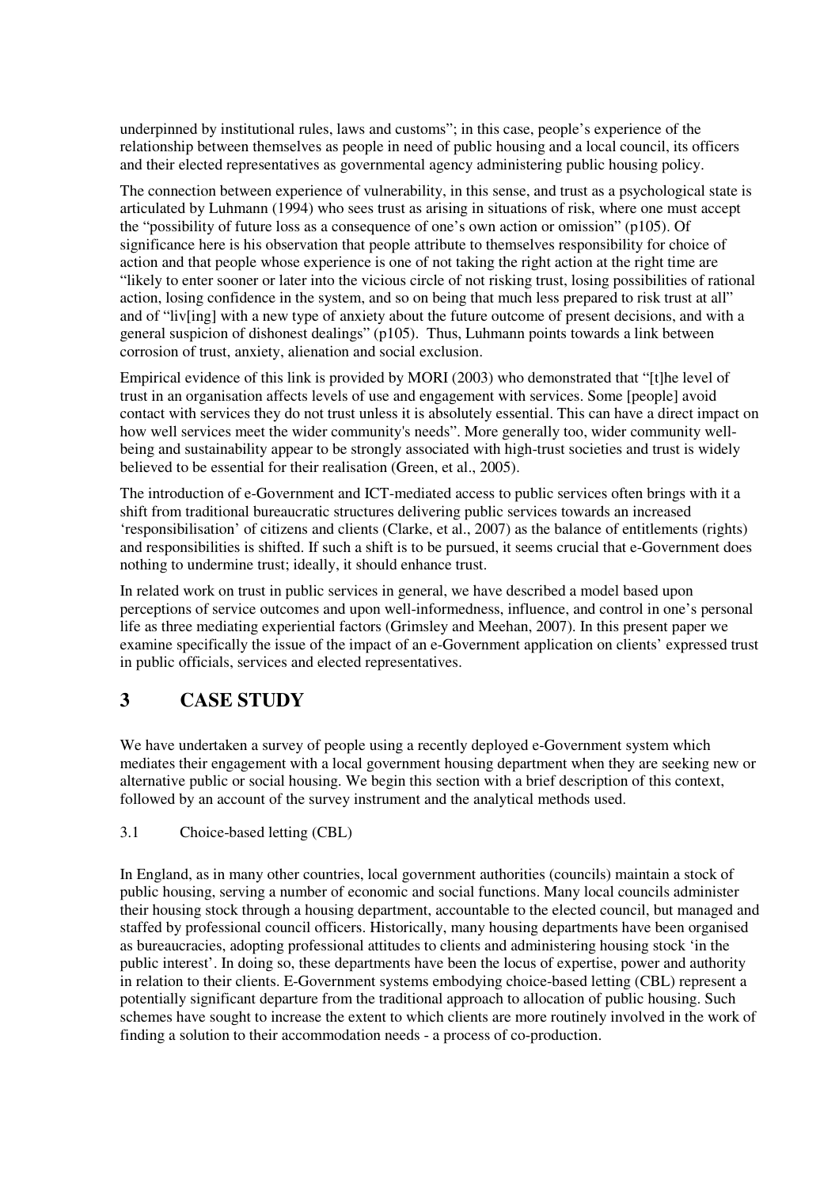underpinned by institutional rules, laws and customs"; in this case, people's experience of the relationship between themselves as people in need of public housing and a local council, its officers and their elected representatives as governmental agency administering public housing policy.

The connection between experience of vulnerability, in this sense, and trust as a psychological state is articulated by Luhmann (1994) who sees trust as arising in situations of risk, where one must accept the "possibility of future loss as a consequence of one's own action or omission" (p105). Of significance here is his observation that people attribute to themselves responsibility for choice of action and that people whose experience is one of not taking the right action at the right time are "likely to enter sooner or later into the vicious circle of not risking trust, losing possibilities of rational action, losing confidence in the system, and so on being that much less prepared to risk trust at all" and of "liv[ing] with a new type of anxiety about the future outcome of present decisions, and with a general suspicion of dishonest dealings" (p105). Thus, Luhmann points towards a link between corrosion of trust, anxiety, alienation and social exclusion.

Empirical evidence of this link is provided by MORI (2003) who demonstrated that "[t]he level of trust in an organisation affects levels of use and engagement with services. Some [people] avoid contact with services they do not trust unless it is absolutely essential. This can have a direct impact on how well services meet the wider community's needs". More generally too, wider community well-being and sustainability appear to be strongly associated with high-trust societies and trust is widely believed to be essential for their realisation (Green, et al., 2005).

The introduction of e-Government and ICT-mediated access to public services often brings with it a shift from traditional bureaucratic structures delivering public services towards an increased 'responsibilisation' of citizens and clients (Clarke, et al., 2007) as the balance of entitlements (rights) and responsibilities is shifted. If such a shift is to be pursued, it seems crucial that e-Government does nothing to undermine trust; ideally, it should enhance trust.

In related work on trust in public services in general, we have described a model based upon perceptions of service outcomes and upon well-informedness, influence, and control in one's personal life as three mediating experiential factors (Grimsley and Meehan, 2007). In this present paper we examine specifically the issue of the impact of an e-Government application on clients' expressed trust in public officials, services and elected representatives.

# 3 CASE STUDY

We have undertaken a survey of people using a recently deployed e-Government system which mediates their engagement with a local government housing department when they are seeking new or alternative public or social housing. We begin this section with a brief description of this context, followed by an account of the survey instrument and the analytical methods used.

## 3.1 Choice-based letting (CBL)

In England, as in many other countries, local government authorities (councils) maintain a stock of public housing, serving a number of economic and social functions. Many local councils administer their housing stock through a housing department, accountable to the elected council, but managed and staffed by professional council officers. Historically, many housing departments have been organised as bureaucracies, adopting professional attitudes to clients and administering housing stock 'in the public interest'. In doing so, these departments have been the locus of expertise, power and authority in relation to their clients. E-Government systems embodying choice-based letting (CBL) represent a potentially significant departure from the traditional approach to allocation of public housing. Such schemes have sought to increase the extent to which clients are more routinely involved in the work of finding a solution to their accommodation needs - a process of co-production.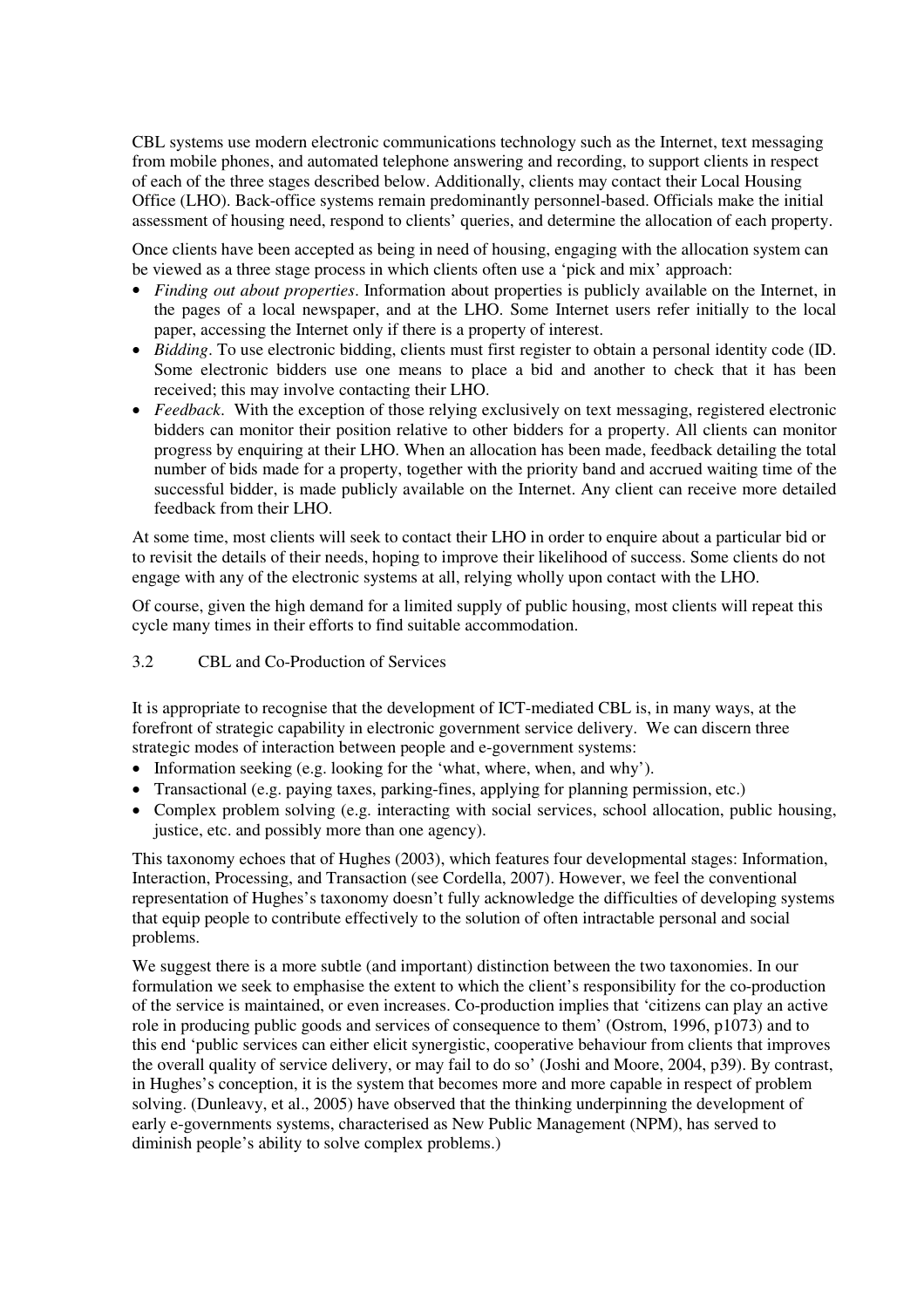CBL systems use modern electronic communications technology such as the Internet, text messaging from mobile phones, and automated telephone answering and recording, to support clients in respect of each of the three stages described below. Additionally, clients may contact their Local Housing Office (LHO). Back-office systems remain predominantly personnel-based. Officials make the initial assessment of housing need, respond to clients' queries, and determine the allocation of each property.

Once clients have been accepted as being in need of housing, engaging with the allocation system can be viewed as a three stage process in which clients often use a 'pick and mix' approach:

- *Finding out about properties*. Information about properties is publicly available on the Internet, in the pages of a local newspaper, and at the LHO. Some Internet users refer initially to the local paper, accessing the Internet only if there is a property of interest.
- *Bidding*. To use electronic bidding, clients must first register to obtain a personal identity code (ID. Some electronic bidders use one means to place a bid and another to check that it has been received; this may involve contacting their LHO.
- *Feedback*. With the exception of those relying exclusively on text messaging, registered electronic bidders can monitor their position relative to other bidders for a property. All clients can monitor progress by enquiring at their LHO. When an allocation has been made, feedback detailing the total number of bids made for a property, together with the priority band and accrued waiting time of the successful bidder, is made publicly available on the Internet. Any client can receive more detailed feedback from their LHO.

At some time, most clients will seek to contact their LHO in order to enquire about a particular bid or to revisit the details of their needs, hoping to improve their likelihood of success. Some clients do not engage with any of the electronic systems at all, relying wholly upon contact with the LHO.

Of course, given the high demand for a limited supply of public housing, most clients will repeat this cycle many times in their efforts to find suitable accommodation.

### 3.2 CBL and Co-Production of Services

It is appropriate to recognise that the development of ICT-mediated CBL is, in many ways, at the forefront of strategic capability in electronic government service delivery. We can discern three strategic modes of interaction between people and e-government systems:

- Information seeking (e.g. looking for the 'what, where, when, and why').
- Transactional (e.g. paying taxes, parking-fines, applying for planning permission, etc.)
- Complex problem solving (e.g. interacting with social services, school allocation, public housing, justice, etc. and possibly more than one agency).

This taxonomy echoes that of Hughes (2003), which features four developmental stages: Information, Interaction, Processing, and Transaction (see Cordella, 2007). However, we feel the conventional representation of Hughes's taxonomy doesn't fully acknowledge the difficulties of developing systems that equip people to contribute effectively to the solution of often intractable personal and social problems.

We suggest there is a more subtle (and important) distinction between the two taxonomies. In our formulation we seek to emphasise the extent to which the client's responsibility for the co-production of the service is maintained, or even increases. Co-production implies that 'citizens can play an active role in producing public goods and services of consequence to them' (Ostrom, 1996, p1073) and to this end 'public services can either elicit synergistic, cooperative behaviour from clients that improves the overall quality of service delivery, or may fail to do so' (Joshi and Moore, 2004, p39). By contrast, in Hughes's conception, it is the system that becomes more and more capable in respect of problem solving. (Dunleavy, et al., 2005) have observed that the thinking underpinning the development of early e-governments systems, characterised as New Public Management (NPM), has served to diminish people's ability to solve complex problems.)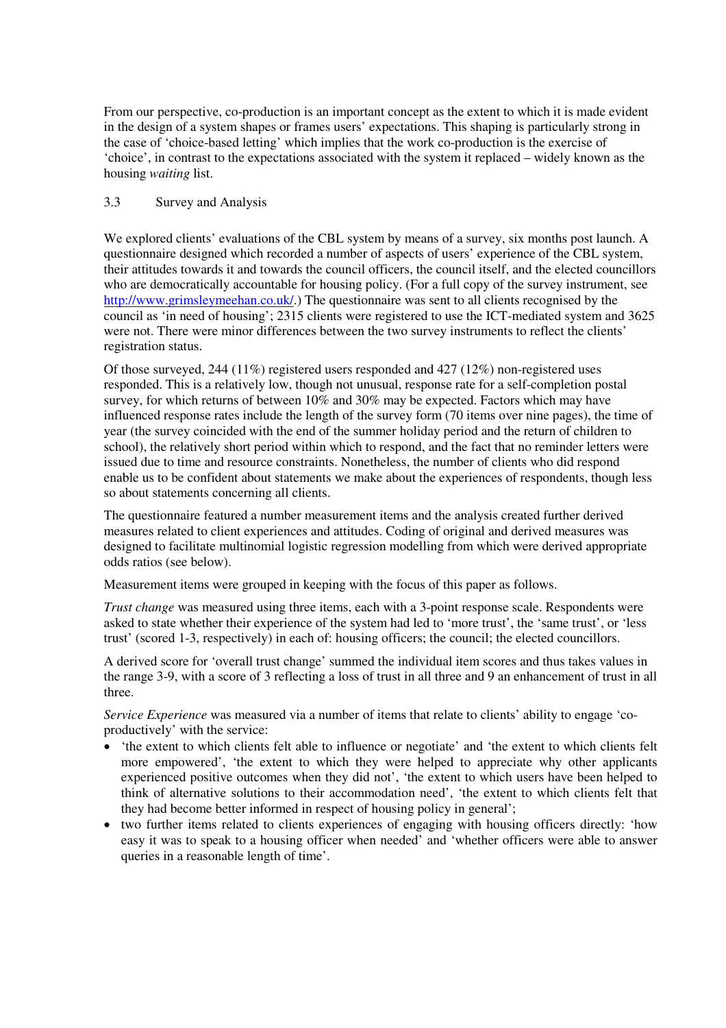From our perspective, co-production is an important concept as the extent to which it is made evident in the design of a system shapes or frames users' expectations. This shaping is particularly strong in the case of 'choice-based letting' which implies that the work co-production is the exercise of 'choice', in contrast to the expectations associated with the system it replaced – widely known as the housing *waiting* list.

### 3.3 Survey and Analysis

We explored clients' evaluations of the CBL system by means of a survey, six months post launch. A questionnaire designed which recorded a number of aspects of users' experience of the CBL system, their attitudes towards it and towards the council officers, the council itself, and the elected councillors who are democratically accountable for housing policy. (For a full copy of the survey instrument, see http://www.grimsleymeehan.co.uk/.) The questionnaire was sent to all clients recognised by the council as 'in need of housing'; 2315 clients were registered to use the ICT-mediated system and 3625 were not. There were minor differences between the two survey instruments to reflect the clients' registration status.

Of those surveyed, 244 (11%) registered users responded and 427 (12%) non-registered uses responded. This is a relatively low, though not unusual, response rate for a self-completion postal survey, for which returns of between 10% and 30% may be expected. Factors which may have influenced response rates include the length of the survey form (70 items over nine pages), the time of year (the survey coincided with the end of the summer holiday period and the return of children to school), the relatively short period within which to respond, and the fact that no reminder letters were issued due to time and resource constraints. Nonetheless, the number of clients who did respond enable us to be confident about statements we make about the experiences of respondents, though less so about statements concerning all clients.

The questionnaire featured a number measurement items and the analysis created further derived measures related to client experiences and attitudes. Coding of original and derived measures was designed to facilitate multinomial logistic regression modelling from which were derived appropriate odds ratios (see below).

Measurement items were grouped in keeping with the focus of this paper as follows.

*Trust change* was measured using three items, each with a 3-point response scale. Respondents were asked to state whether their experience of the system had led to 'more trust', the 'same trust', or 'less trust' (scored 1-3, respectively) in each of: housing officers; the council; the elected councillors.

A derived score for 'overall trust change' summed the individual item scores and thus takes values in the range 3-9, with a score of 3 reflecting a loss of trust in all three and 9 an enhancement of trust in all three.

*Service Experience* was measured via a number of items that relate to clients' ability to engage 'co-productively' with the service:

- 'the extent to which clients felt able to influence or negotiate' and 'the extent to which clients felt more empowered', 'the extent to which they were helped to appreciate why other applicants experienced positive outcomes when they did not', 'the extent to which users have been helped to think of alternative solutions to their accommodation need', 'the extent to which clients felt that they had become better informed in respect of housing policy in general';
- two further items related to clients experiences of engaging with housing officers directly: 'how easy it was to speak to a housing officer when needed' and 'whether officers were able to answer queries in a reasonable length of time'.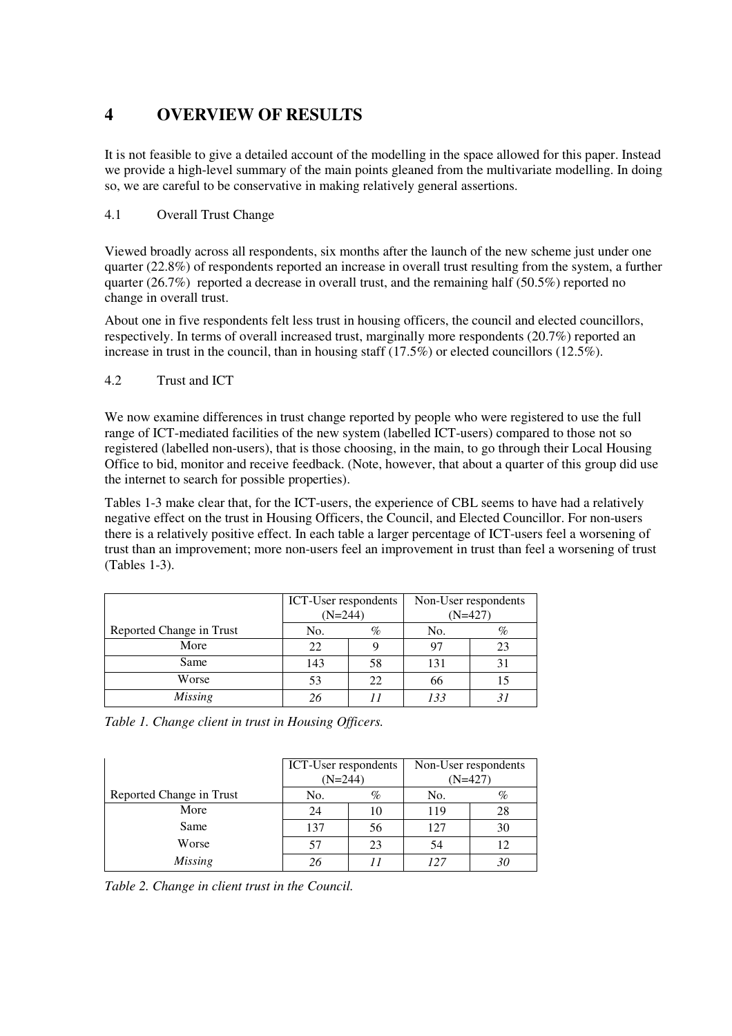# 4 OVERVIEW OF RESULTS

It is not feasible to give a detailed account of the modelling in the space allowed for this paper. Instead we provide a high-level summary of the main points gleaned from the multivariate modelling. In doing so, we are careful to be conservative in making relatively general assertions.

## 4.1 Overall Trust Change

Viewed broadly across all respondents, six months after the launch of the new scheme just under one quarter (22.8%) of respondents reported an increase in overall trust resulting from the system, a further quarter (26.7%) reported a decrease in overall trust, and the remaining half (50.5%) reported no change in overall trust.

About one in five respondents felt less trust in housing officers, the council and elected councillors, respectively. In terms of overall increased trust, marginally more respondents (20.7%) reported an increase in trust in the council, than in housing staff (17.5%) or elected councillors (12.5%).

## 4.2 Trust and ICT

We now examine differences in trust change reported by people who were registered to use the full range of ICT-mediated facilities of the new system (labelled ICT-users) compared to those not so registered (labelled non-users), that is those choosing, in the main, to go through their Local Housing Office to bid, monitor and receive feedback. (Note, however, that about a quarter of this group did use the internet to search for possible properties).

Tables 1-3 make clear that, for the ICT-users, the experience of CBL seems to have had a relatively negative effect on the trust in Housing Officers, the Council, and Elected Councillor. For non-users there is a relatively positive effect. In each table a larger percentage of ICT-users feel a worsening of trust than an improvement; more non-users feel an improvement in trust than feel a worsening of trust (Tables 1-3).

| | ICT-User respondents (N=244) | | Non-User respondents (N=427) | |
|---|---|---|---|---|
| Reported Change in Trust | No. | % | No. | % |
| More | 22 | 9 | 97 | 23 |
| Same | 143 | 58 | 131 | 31 |
| Worse | 53 | 22 | 66 | 15 |
| *Missing* | *26* | *11* | *133* | *31* |

*Table 1. Change client in trust in Housing Officers.*

| | ICT-User respondents (N=244) | | Non-User respondents (N=427) | |
|---|---|---|---|---|
| Reported Change in Trust | No. | % | No. | % |
| More | 24 | 10 | 119 | 28 |
| Same | 137 | 56 | 127 | 30 |
| Worse | 57 | 23 | 54 | 12 |
| *Missing* | *26* | *11* | *127* | *30* |

*Table 2. Change in client trust in the Council.*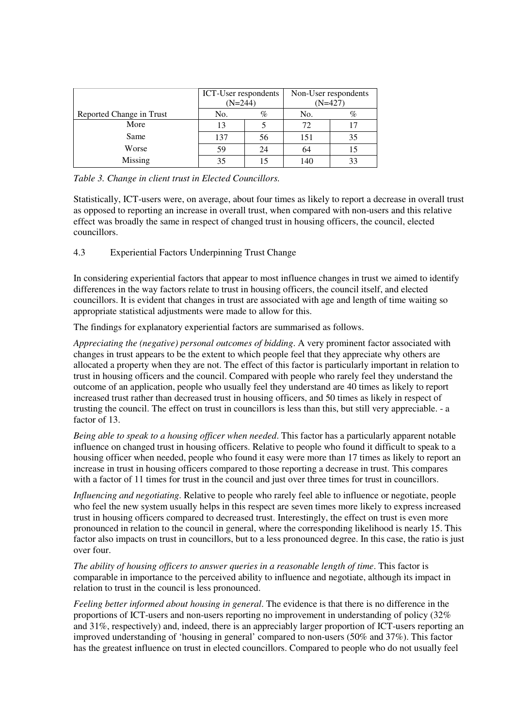| | ICT-User respondents (N=244) | | Non-User respondents (N=427) | |
|---|---|---|---|---|
| Reported Change in Trust | No. | % | No. | % |
| More | 13 | 5 | 72 | 17 |
| Same | 137 | 56 | 151 | 35 |
| Worse | 59 | 24 | 64 | 15 |
| Missing | 35 | 15 | 140 | 33 |

*Table 3. Change in client trust in Elected Councillors.*

Statistically, ICT-users were, on average, about four times as likely to report a decrease in overall trust as opposed to reporting an increase in overall trust, when compared with non-users and this relative effect was broadly the same in respect of changed trust in housing officers, the council, elected councillors.

### 4.3 Experiential Factors Underpinning Trust Change

In considering experiential factors that appear to most influence changes in trust we aimed to identify differences in the way factors relate to trust in housing officers, the council itself, and elected councillors. It is evident that changes in trust are associated with age and length of time waiting so appropriate statistical adjustments were made to allow for this.

The findings for explanatory experiential factors are summarised as follows.

*Appreciating the (negative) personal outcomes of bidding*. A very prominent factor associated with changes in trust appears to be the extent to which people feel that they appreciate why others are allocated a property when they are not. The effect of this factor is particularly important in relation to trust in housing officers and the council. Compared with people who rarely feel they understand the outcome of an application, people who usually feel they understand are 40 times as likely to report increased trust rather than decreased trust in housing officers, and 50 times as likely in respect of trusting the council. The effect on trust in councillors is less than this, but still very appreciable. - a factor of 13.

*Being able to speak to a housing officer when needed*. This factor has a particularly apparent notable influence on changed trust in housing officers. Relative to people who found it difficult to speak to a housing officer when needed, people who found it easy were more than 17 times as likely to report an increase in trust in housing officers compared to those reporting a decrease in trust. This compares with a factor of 11 times for trust in the council and just over three times for trust in councillors.

*Influencing and negotiating*. Relative to people who rarely feel able to influence or negotiate, people who feel the new system usually helps in this respect are seven times more likely to express increased trust in housing officers compared to decreased trust. Interestingly, the effect on trust is even more pronounced in relation to the council in general, where the corresponding likelihood is nearly 15. This factor also impacts on trust in councillors, but to a less pronounced degree. In this case, the ratio is just over four.

*The ability of housing officers to answer queries in a reasonable length of time*. This factor is comparable in importance to the perceived ability to influence and negotiate, although its impact in relation to trust in the council is less pronounced.

*Feeling better informed about housing in general*. The evidence is that there is no difference in the proportions of ICT-users and non-users reporting no improvement in understanding of policy (32% and 31%, respectively) and, indeed, there is an appreciably larger proportion of ICT-users reporting an improved understanding of 'housing in general' compared to non-users (50% and 37%). This factor has the greatest influence on trust in elected councillors. Compared to people who do not usually feel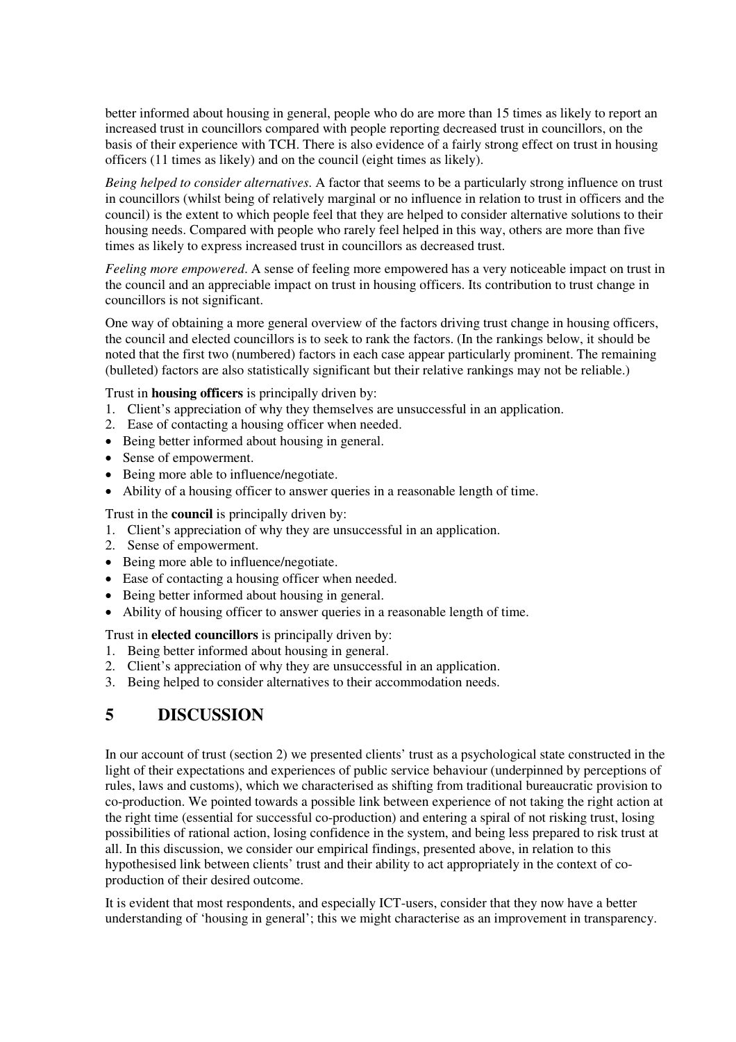better informed about housing in general, people who do are more than 15 times as likely to report an increased trust in councillors compared with people reporting decreased trust in councillors, on the basis of their experience with TCH. There is also evidence of a fairly strong effect on trust in housing officers (11 times as likely) and on the council (eight times as likely).

*Being helped to consider alternatives*. A factor that seems to be a particularly strong influence on trust in councillors (whilst being of relatively marginal or no influence in relation to trust in officers and the council) is the extent to which people feel that they are helped to consider alternative solutions to their housing needs. Compared with people who rarely feel helped in this way, others are more than five times as likely to express increased trust in councillors as decreased trust.

*Feeling more empowered*. A sense of feeling more empowered has a very noticeable impact on trust in the council and an appreciable impact on trust in housing officers. Its contribution to trust change in councillors is not significant.

One way of obtaining a more general overview of the factors driving trust change in housing officers, the council and elected councillors is to seek to rank the factors. (In the rankings below, it should be noted that the first two (numbered) factors in each case appear particularly prominent. The remaining (bulleted) factors are also statistically significant but their relative rankings may not be reliable.)

Trust in **housing officers** is principally driven by:

1. Client's appreciation of why they themselves are unsuccessful in an application.
2. Ease of contacting a housing officer when needed.

- Being better informed about housing in general.
- Sense of empowerment.
- Being more able to influence/negotiate.
- Ability of a housing officer to answer queries in a reasonable length of time.

Trust in the **council** is principally driven by:

1. Client's appreciation of why they are unsuccessful in an application.
2. Sense of empowerment.

- Being more able to influence/negotiate.
- Ease of contacting a housing officer when needed.
- Being better informed about housing in general.
- Ability of housing officer to answer queries in a reasonable length of time.

Trust in **elected councillors** is principally driven by:

1. Being better informed about housing in general.
2. Client's appreciation of why they are unsuccessful in an application.
3. Being helped to consider alternatives to their accommodation needs.

# 5 DISCUSSION

In our account of trust (section 2) we presented clients' trust as a psychological state constructed in the light of their expectations and experiences of public service behaviour (underpinned by perceptions of rules, laws and customs), which we characterised as shifting from traditional bureaucratic provision to co-production. We pointed towards a possible link between experience of not taking the right action at the right time (essential for successful co-production) and entering a spiral of not risking trust, losing possibilities of rational action, losing confidence in the system, and being less prepared to risk trust at all. In this discussion, we consider our empirical findings, presented above, in relation to this hypothesised link between clients' trust and their ability to act appropriately in the context of co-production of their desired outcome.

It is evident that most respondents, and especially ICT-users, consider that they now have a better understanding of 'housing in general'; this we might characterise as an improvement in transparency.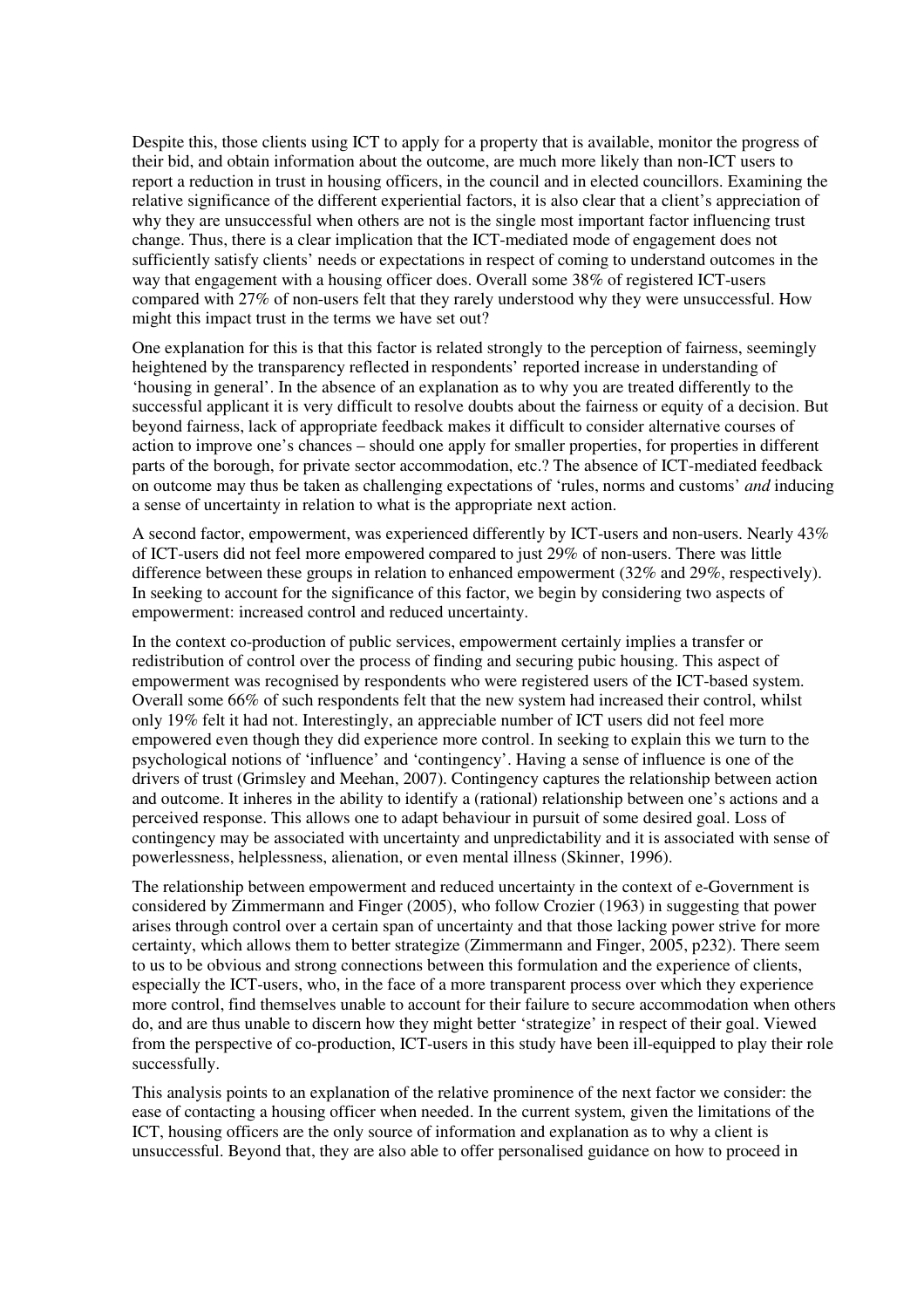Despite this, those clients using ICT to apply for a property that is available, monitor the progress of their bid, and obtain information about the outcome, are much more likely than non-ICT users to report a reduction in trust in housing officers, in the council and in elected councillors. Examining the relative significance of the different experiential factors, it is also clear that a client's appreciation of why they are unsuccessful when others are not is the single most important factor influencing trust change. Thus, there is a clear implication that the ICT-mediated mode of engagement does not sufficiently satisfy clients' needs or expectations in respect of coming to understand outcomes in the way that engagement with a housing officer does. Overall some 38% of registered ICT-users compared with 27% of non-users felt that they rarely understood why they were unsuccessful. How might this impact trust in the terms we have set out?

One explanation for this is that this factor is related strongly to the perception of fairness, seemingly heightened by the transparency reflected in respondents' reported increase in understanding of 'housing in general'. In the absence of an explanation as to why you are treated differently to the successful applicant it is very difficult to resolve doubts about the fairness or equity of a decision. But beyond fairness, lack of appropriate feedback makes it difficult to consider alternative courses of action to improve one's chances – should one apply for smaller properties, for properties in different parts of the borough, for private sector accommodation, etc.? The absence of ICT-mediated feedback on outcome may thus be taken as challenging expectations of 'rules, norms and customs' *and* inducing a sense of uncertainty in relation to what is the appropriate next action.

A second factor, empowerment, was experienced differently by ICT-users and non-users. Nearly 43% of ICT-users did not feel more empowered compared to just 29% of non-users. There was little difference between these groups in relation to enhanced empowerment (32% and 29%, respectively). In seeking to account for the significance of this factor, we begin by considering two aspects of empowerment: increased control and reduced uncertainty.

In the context co-production of public services, empowerment certainly implies a transfer or redistribution of control over the process of finding and securing pubic housing. This aspect of empowerment was recognised by respondents who were registered users of the ICT-based system. Overall some 66% of such respondents felt that the new system had increased their control, whilst only 19% felt it had not. Interestingly, an appreciable number of ICT users did not feel more empowered even though they did experience more control. In seeking to explain this we turn to the psychological notions of 'influence' and 'contingency'. Having a sense of influence is one of the drivers of trust (Grimsley and Meehan, 2007). Contingency captures the relationship between action and outcome. It inheres in the ability to identify a (rational) relationship between one's actions and a perceived response. This allows one to adapt behaviour in pursuit of some desired goal. Loss of contingency may be associated with uncertainty and unpredictability and it is associated with sense of powerlessness, helplessness, alienation, or even mental illness (Skinner, 1996).

The relationship between empowerment and reduced uncertainty in the context of e-Government is considered by Zimmermann and Finger (2005), who follow Crozier (1963) in suggesting that power arises through control over a certain span of uncertainty and that those lacking power strive for more certainty, which allows them to better strategize (Zimmermann and Finger, 2005, p232). There seem to us to be obvious and strong connections between this formulation and the experience of clients, especially the ICT-users, who, in the face of a more transparent process over which they experience more control, find themselves unable to account for their failure to secure accommodation when others do, and are thus unable to discern how they might better 'strategize' in respect of their goal. Viewed from the perspective of co-production, ICT-users in this study have been ill-equipped to play their role successfully.

This analysis points to an explanation of the relative prominence of the next factor we consider: the ease of contacting a housing officer when needed. In the current system, given the limitations of the ICT, housing officers are the only source of information and explanation as to why a client is unsuccessful. Beyond that, they are also able to offer personalised guidance on how to proceed in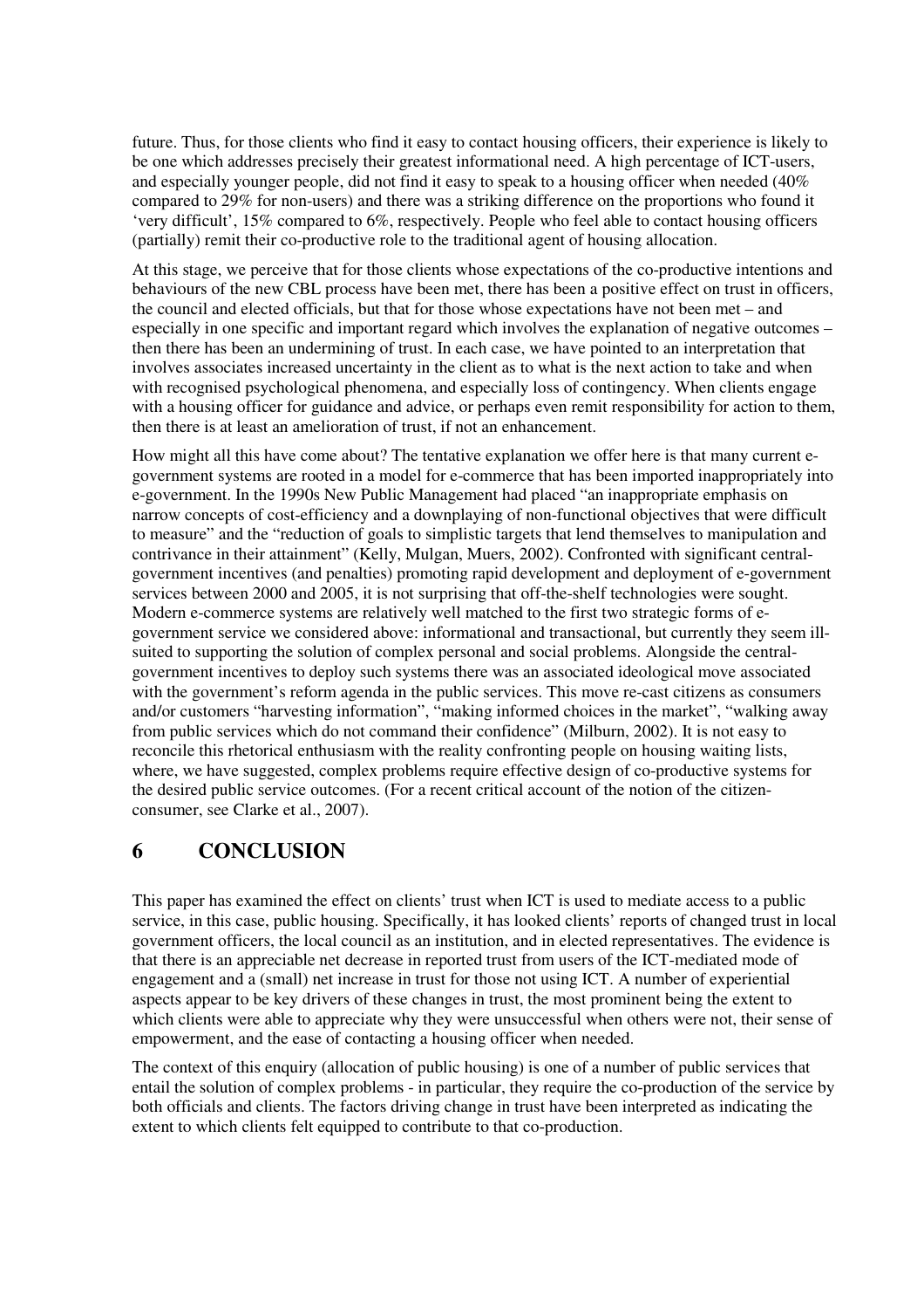future. Thus, for those clients who find it easy to contact housing officers, their experience is likely to be one which addresses precisely their greatest informational need. A high percentage of ICT-users, and especially younger people, did not find it easy to speak to a housing officer when needed (40% compared to 29% for non-users) and there was a striking difference on the proportions who found it 'very difficult', 15% compared to 6%, respectively. People who feel able to contact housing officers (partially) remit their co-productive role to the traditional agent of housing allocation.

At this stage, we perceive that for those clients whose expectations of the co-productive intentions and behaviours of the new CBL process have been met, there has been a positive effect on trust in officers, the council and elected officials, but that for those whose expectations have not been met – and especially in one specific and important regard which involves the explanation of negative outcomes – then there has been an undermining of trust. In each case, we have pointed to an interpretation that involves associates increased uncertainty in the client as to what is the next action to take and when with recognised psychological phenomena, and especially loss of contingency. When clients engage with a housing officer for guidance and advice, or perhaps even remit responsibility for action to them, then there is at least an amelioration of trust, if not an enhancement.

How might all this have come about? The tentative explanation we offer here is that many current e-government systems are rooted in a model for e-commerce that has been imported inappropriately into e-government. In the 1990s New Public Management had placed "an inappropriate emphasis on narrow concepts of cost-efficiency and a downplaying of non-functional objectives that were difficult to measure" and the "reduction of goals to simplistic targets that lend themselves to manipulation and contrivance in their attainment" (Kelly, Mulgan, Muers, 2002). Confronted with significant central-government incentives (and penalties) promoting rapid development and deployment of e-government services between 2000 and 2005, it is not surprising that off-the-shelf technologies were sought. Modern e-commerce systems are relatively well matched to the first two strategic forms of e-government service we considered above: informational and transactional, but currently they seem ill-suited to supporting the solution of complex personal and social problems. Alongside the central-government incentives to deploy such systems there was an associated ideological move associated with the government's reform agenda in the public services. This move re-cast citizens as consumers and/or customers "harvesting information", "making informed choices in the market", "walking away from public services which do not command their confidence" (Milburn, 2002). It is not easy to reconcile this rhetorical enthusiasm with the reality confronting people on housing waiting lists, where, we have suggested, complex problems require effective design of co-productive systems for the desired public service outcomes. (For a recent critical account of the notion of the citizen-consumer, see Clarke et al., 2007).

# 6 CONCLUSION

This paper has examined the effect on clients' trust when ICT is used to mediate access to a public service, in this case, public housing. Specifically, it has looked clients' reports of changed trust in local government officers, the local council as an institution, and in elected representatives. The evidence is that there is an appreciable net decrease in reported trust from users of the ICT-mediated mode of engagement and a (small) net increase in trust for those not using ICT. A number of experiential aspects appear to be key drivers of these changes in trust, the most prominent being the extent to which clients were able to appreciate why they were unsuccessful when others were not, their sense of empowerment, and the ease of contacting a housing officer when needed.

The context of this enquiry (allocation of public housing) is one of a number of public services that entail the solution of complex problems - in particular, they require the co-production of the service by both officials and clients. The factors driving change in trust have been interpreted as indicating the extent to which clients felt equipped to contribute to that co-production.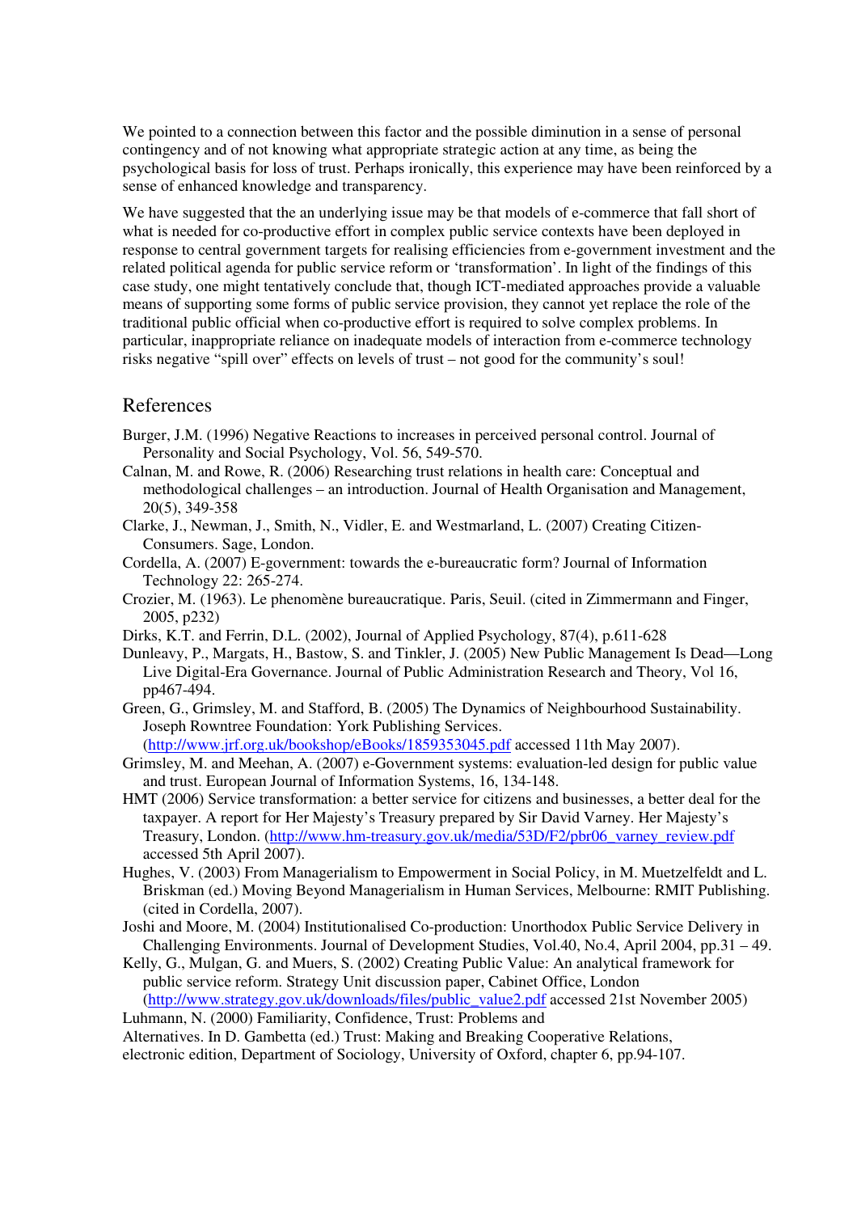We pointed to a connection between this factor and the possible diminution in a sense of personal contingency and of not knowing what appropriate strategic action at any time, as being the psychological basis for loss of trust. Perhaps ironically, this experience may have been reinforced by a sense of enhanced knowledge and transparency.

We have suggested that the an underlying issue may be that models of e-commerce that fall short of what is needed for co-productive effort in complex public service contexts have been deployed in response to central government targets for realising efficiencies from e-government investment and the related political agenda for public service reform or 'transformation'. In light of the findings of this case study, one might tentatively conclude that, though ICT-mediated approaches provide a valuable means of supporting some forms of public service provision, they cannot yet replace the role of the traditional public official when co-productive effort is required to solve complex problems. In particular, inappropriate reliance on inadequate models of interaction from e-commerce technology risks negative "spill over" effects on levels of trust – not good for the community's soul!

## References

Burger, J.M. (1996) Negative Reactions to increases in perceived personal control. Journal of Personality and Social Psychology, Vol. 56, 549-570.

Calnan, M. and Rowe, R. (2006) Researching trust relations in health care: Conceptual and methodological challenges – an introduction. Journal of Health Organisation and Management, 20(5), 349-358

Clarke, J., Newman, J., Smith, N., Vidler, E. and Westmarland, L. (2007) Creating Citizen-Consumers. Sage, London.

Cordella, A. (2007) E-government: towards the e-bureaucratic form? Journal of Information Technology 22: 265-274.

Crozier, M. (1963). Le phenomène bureaucratique. Paris, Seuil. (cited in Zimmermann and Finger, 2005, p232)

Dirks, K.T. and Ferrin, D.L. (2002), Journal of Applied Psychology, 87(4), p.611-628

Dunleavy, P., Margats, H., Bastow, S. and Tinkler, J. (2005) New Public Management Is Dead—Long Live Digital-Era Governance. Journal of Public Administration Research and Theory, Vol 16, pp467-494.

Green, G., Grimsley, M. and Stafford, B. (2005) The Dynamics of Neighbourhood Sustainability. Joseph Rowntree Foundation: York Publishing Services. (http://www.jrf.org.uk/bookshop/eBooks/1859353045.pdf accessed 11th May 2007).

Grimsley, M. and Meehan, A. (2007) e-Government systems: evaluation-led design for public value and trust. European Journal of Information Systems, 16, 134-148.

HMT (2006) Service transformation: a better service for citizens and businesses, a better deal for the taxpayer. A report for Her Majesty's Treasury prepared by Sir David Varney. Her Majesty's Treasury, London. (http://www.hm-treasury.gov.uk/media/53D/F2/pbr06_varney_review.pdf accessed 5th April 2007).

Hughes, V. (2003) From Managerialism to Empowerment in Social Policy, in M. Muetzelfeldt and L. Briskman (ed.) Moving Beyond Managerialism in Human Services, Melbourne: RMIT Publishing. (cited in Cordella, 2007).

Joshi and Moore, M. (2004) Institutionalised Co-production: Unorthodox Public Service Delivery in Challenging Environments. Journal of Development Studies, Vol.40, No.4, April 2004, pp.31 – 49.

Kelly, G., Mulgan, G. and Muers, S. (2002) Creating Public Value: An analytical framework for public service reform. Strategy Unit discussion paper, Cabinet Office, London (http://www.strategy.gov.uk/downloads/files/public_value2.pdf accessed 21st November 2005)

Luhmann, N. (2000) Familiarity, Confidence, Trust: Problems and Alternatives. In D. Gambetta (ed.) Trust: Making and Breaking Cooperative Relations, electronic edition, Department of Sociology, University of Oxford, chapter 6, pp.94-107.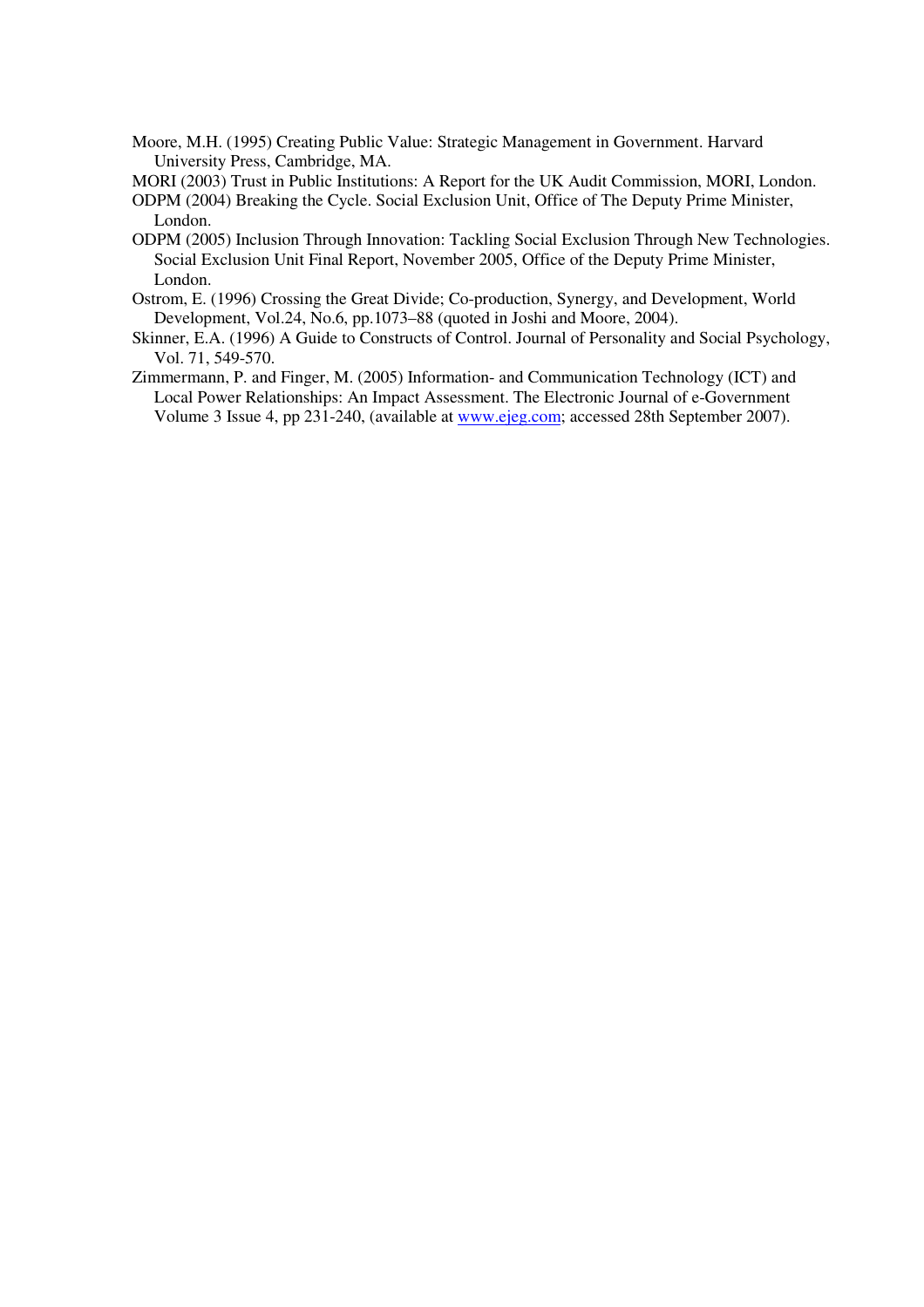Moore, M.H. (1995) Creating Public Value: Strategic Management in Government. Harvard University Press, Cambridge, MA.

MORI (2003) Trust in Public Institutions: A Report for the UK Audit Commission, MORI, London.

ODPM (2004) Breaking the Cycle. Social Exclusion Unit, Office of The Deputy Prime Minister, London.

ODPM (2005) Inclusion Through Innovation: Tackling Social Exclusion Through New Technologies. Social Exclusion Unit Final Report, November 2005, Office of the Deputy Prime Minister, London.

Ostrom, E. (1996) Crossing the Great Divide; Co-production, Synergy, and Development, World Development, Vol.24, No.6, pp.1073–88 (quoted in Joshi and Moore, 2004).

Skinner, E.A. (1996) A Guide to Constructs of Control. Journal of Personality and Social Psychology, Vol. 71, 549-570.

Zimmermann, P. and Finger, M. (2005) Information- and Communication Technology (ICT) and Local Power Relationships: An Impact Assessment. The Electronic Journal of e-Government Volume 3 Issue 4, pp 231-240, (available at www.ejeg.com; accessed 28th September 2007).